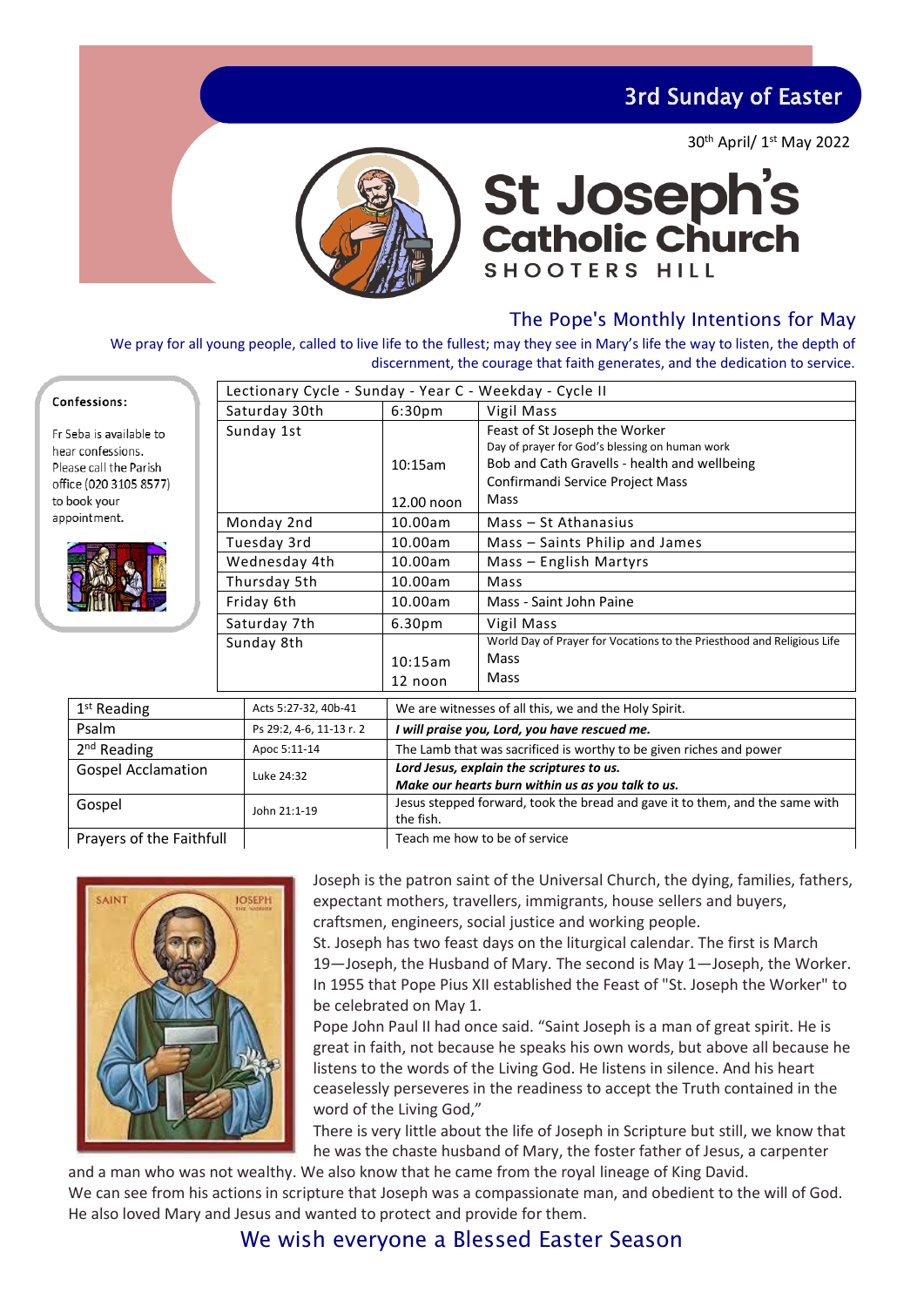# 3rd Sunday of Easter

30th April/ 1st May 2022

# St Joseph's Catholic Church

## SHOOTERS HILL

## The Pope's Monthly Intentions for May

We pray for all young people, called to live life to the fullest; may they see in Mary's life the way to listen, the depth of discernment, the courage that faith generates, and the dedication to service.

**Confessions:**

Fr Seba is available to hear confessions. Please call the Parish office (020 3105 8577) to book your appointment.

| Lectionary Cycle - Sunday - Year C - Weekday - Cycle II | | |
|---|---|---|
| Saturday 30th | 6:30pm | Vigil Mass |
| Sunday 1st | 10:15am<br>12.00 noon | Feast of St Joseph the Worker<br>Day of prayer for God's blessing on human work<br>Bob and Cath Gravells - health and wellbeing<br>Confirmandi Service Project Mass<br>Mass |
| Monday 2nd | 10.00am | Mass – St Athanasius |
| Tuesday 3rd | 10.00am | Mass – Saints Philip and James |
| Wednesday 4th | 10.00am | Mass – English Martyrs |
| Thursday 5th | 10.00am | Mass |
| Friday 6th | 10.00am | Mass - Saint John Paine |
| Saturday 7th | 6.30pm | Vigil Mass |
| Sunday 8th | 10:15am<br>12 noon | World Day of Prayer for Vocations to the Priesthood and Religious Life<br>Mass<br>Mass |

| | | |
|---|---|---|
| 1st Reading | Acts 5:27-32, 40b-41 | We are witnesses of all this, we and the Holy Spirit. |
| Psalm | Ps 29:2, 4-6, 11-13 r. 2 | ***I will praise you, Lord, you have rescued me.*** |
| 2nd Reading | Apoc 5:11-14 | The Lamb that was sacrificed is worthy to be given riches and power |
| Gospel Acclamation | Luke 24:32 | ***Lord Jesus, explain the scriptures to us. Make our hearts burn within us as you talk to us.*** |
| Gospel | John 21:1-19 | Jesus stepped forward, took the bread and gave it to them, and the same with the fish. |
| Prayers of the Faithfull | | Teach me how to be of service |

Joseph is the patron saint of the Universal Church, the dying, families, fathers, expectant mothers, travellers, immigrants, house sellers and buyers, craftsmen, engineers, social justice and working people.

St. Joseph has two feast days on the liturgical calendar. The first is March 19—Joseph, the Husband of Mary. The second is May 1—Joseph, the Worker. In 1955 that Pope Pius XII established the Feast of "St. Joseph the Worker" to be celebrated on May 1.

Pope John Paul II had once said. "Saint Joseph is a man of great spirit. He is great in faith, not because he speaks his own words, but above all because he listens to the words of the Living God. He listens in silence. And his heart ceaselessly perseveres in the readiness to accept the Truth contained in the word of the Living God,"

There is very little about the life of Joseph in Scripture but still, we know that he was the chaste husband of Mary, the foster father of Jesus, a carpenter and a man who was not wealthy. We also know that he came from the royal lineage of King David.

We can see from his actions in scripture that Joseph was a compassionate man, and obedient to the will of God. He also loved Mary and Jesus and wanted to protect and provide for them.

## We wish everyone a Blessed Easter Season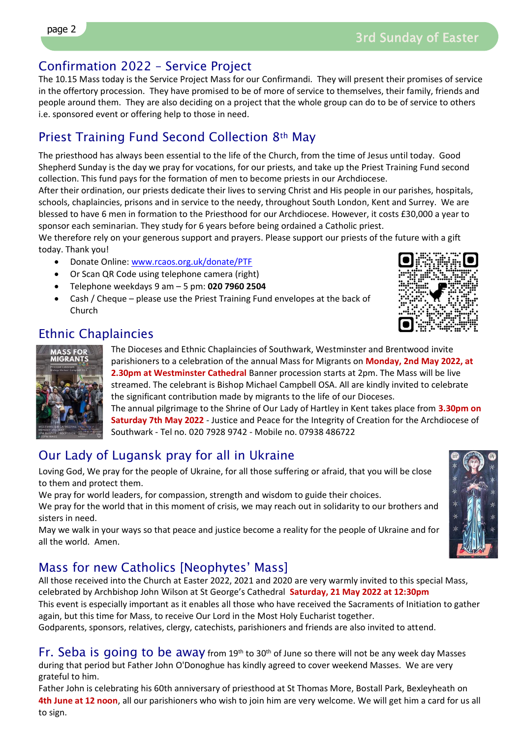## Confirmation 2022 – Service Project

The 10.15 Mass today is the Service Project Mass for our Confirmandi. They will present their promises of service in the offertory procession. They have promised to be of more of service to themselves, their family, friends and people around them. They are also deciding on a project that the whole group can do to be of service to others i.e. sponsored event or offering help to those in need.

## Priest Training Fund Second Collection 8th May

The priesthood has always been essential to the life of the Church, from the time of Jesus until today. Good Shepherd Sunday is the day we pray for vocations, for our priests, and take up the Priest Training Fund second collection. This fund pays for the formation of men to become priests in our Archdiocese.

After their ordination, our priests dedicate their lives to serving Christ and His people in our parishes, hospitals, schools, chaplaincies, prisons and in service to the needy, throughout South London, Kent and Surrey. We are blessed to have 6 men in formation to the Priesthood for our Archdiocese. However, it costs £30,000 a year to sponsor each seminarian. They study for 6 years before being ordained a Catholic priest.

We therefore rely on your generous support and prayers. Please support our priests of the future with a gift today. Thank you!

- Donate Online: www.rcaos.org.uk/donate/PTF
- Or Scan QR Code using telephone camera (right)
- Telephone weekdays 9 am – 5 pm: **020 7960 2504**
- Cash / Cheque – please use the Priest Training Fund envelopes at the back of Church

## Ethnic Chaplaincies

The Dioceses and Ethnic Chaplaincies of Southwark, Westminster and Brentwood invite parishioners to a celebration of the annual Mass for Migrants on **Monday, 2nd May 2022, at 2.30pm at Westminster Cathedral** Banner procession starts at 2pm. The Mass will be live streamed. The celebrant is Bishop Michael Campbell OSA. All are kindly invited to celebrate the significant contribution made by migrants to the life of our Dioceses.

The annual pilgrimage to the Shrine of Our Lady of Hartley in Kent takes place from **3.30pm on Saturday 7th May 2022** - Justice and Peace for the Integrity of Creation for the Archdiocese of Southwark - Tel no. 020 7928 9742 - Mobile no. 07938 486722

## Our Lady of Lugansk pray for all in Ukraine

Loving God, We pray for the people of Ukraine, for all those suffering or afraid, that you will be close to them and protect them.

We pray for world leaders, for compassion, strength and wisdom to guide their choices.

We pray for the world that in this moment of crisis, we may reach out in solidarity to our brothers and sisters in need.

May we walk in your ways so that peace and justice become a reality for the people of Ukraine and for all the world. Amen.

## Mass for new Catholics [Neophytes' Mass]

All those received into the Church at Easter 2022, 2021 and 2020 are very warmly invited to this special Mass, celebrated by Archbishop John Wilson at St George's Cathedral **Saturday, 21 May 2022 at 12:30pm**

This event is especially important as it enables all those who have received the Sacraments of Initiation to gather again, but this time for Mass, to receive Our Lord in the Most Holy Eucharist together.

Godparents, sponsors, relatives, clergy, catechists, parishioners and friends are also invited to attend.

## Fr. Seba is going to be away

from 19th to 30th of June so there will not be any week day Masses during that period but Father John O'Donoghue has kindly agreed to cover weekend Masses. We are very grateful to him.

Father John is celebrating his 60th anniversary of priesthood at St Thomas More, Bostall Park, Bexleyheath on **4th June at 12 noon**, all our parishioners who wish to join him are very welcome. We will get him a card for us all to sign.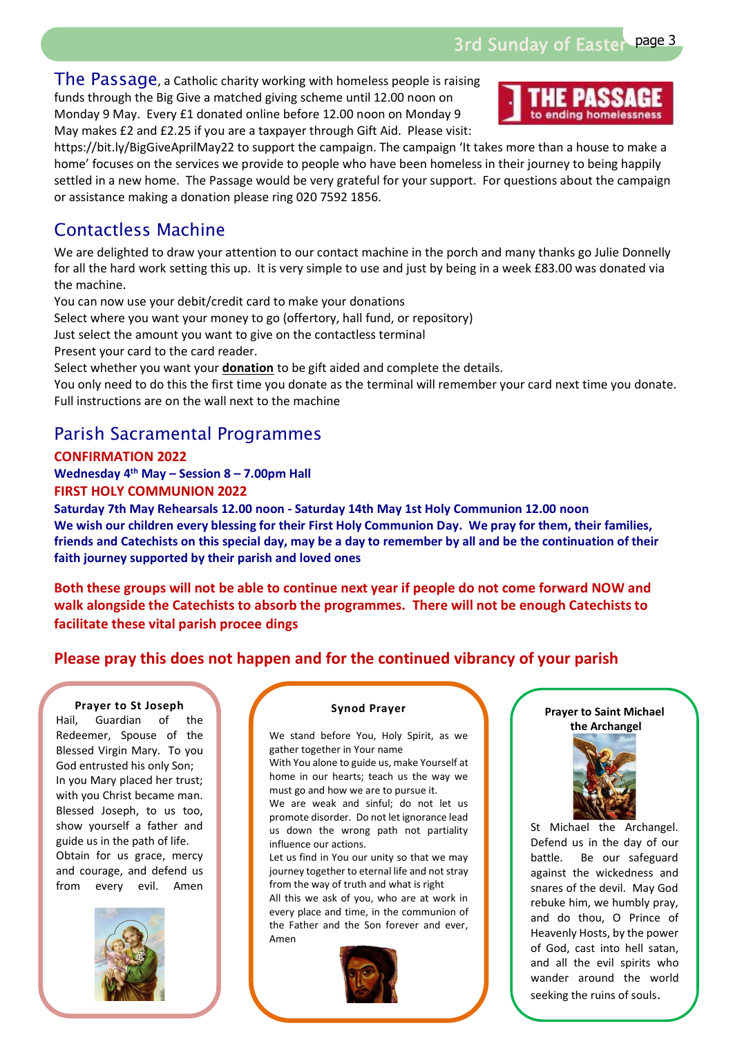## The Passage

**The Passage**, a Catholic charity working with homeless people is raising funds through the Big Give a matched giving scheme until 12.00 noon on Monday 9 May. Every £1 donated online before 12.00 noon on Monday 9 May makes £2 and £2.25 if you are a taxpayer through Gift Aid. Please visit: https://bit.ly/BigGiveAprilMay22 to support the campaign. The campaign 'It takes more than a house to make a home' focuses on the services we provide to people who have been homeless in their journey to being happily settled in a new home. The Passage would be very grateful for your support. For questions about the campaign or assistance making a donation please ring 020 7592 1856.

## Contactless Machine

We are delighted to draw your attention to our contact machine in the porch and many thanks go Julie Donnelly for all the hard work setting this up. It is very simple to use and just by being in a week £83.00 was donated via the machine.

You can now use your debit/credit card to make your donations
Select where you want your money to go (offertory, hall fund, or repository)
Just select the amount you want to give on the contactless terminal
Present your card to the card reader.
Select whether you want your **donation** to be gift aided and complete the details.
You only need to do this the first time you donate as the terminal will remember your card next time you donate.
Full instructions are on the wall next to the machine

## Parish Sacramental Programmes

**CONFIRMATION 2022**

**Wednesday 4th May – Session 8 – 7.00pm Hall**

**FIRST HOLY COMMUNION 2022**

**Saturday 7th May Rehearsals 12.00 noon - Saturday 14th May 1st Holy Communion 12.00 noon**

**We wish our children every blessing for their First Holy Communion Day. We pray for them, their families, friends and Catechists on this special day, may be a day to remember by all and be the continuation of their faith journey supported by their parish and loved ones**

**Both these groups will not be able to continue next year if people do not come forward NOW and walk alongside the Catechists to absorb the programmes. There will not be enough Catechists to facilitate these vital parish procee dings**

**Please pray this does not happen and for the continued vibrancy of your parish**

### Prayer to St Joseph

Hail, Guardian of the Redeemer, Spouse of the Blessed Virgin Mary. To you God entrusted his only Son; In you Mary placed her trust; with you Christ became man. Blessed Joseph, to us too, show yourself a father and guide us in the path of life. Obtain for us grace, mercy and courage, and defend us from every evil. Amen

### Synod Prayer

We stand before You, Holy Spirit, as we gather together in Your name
With You alone to guide us, make Yourself at home in our hearts; teach us the way we must go and how we are to pursue it.
We are weak and sinful; do not let us promote disorder. Do not let ignorance lead us down the wrong path not partiality influence our actions.
Let us find in You our unity so that we may journey together to eternal life and not stray from the way of truth and what is right
All this we ask of you, who are at work in every place and time, in the communion of the Father and the Son forever and ever, Amen

### Prayer to Saint Michael the Archangel

St Michael the Archangel. Defend us in the day of our battle. Be our safeguard against the wickedness and snares of the devil. May God rebuke him, we humbly pray, and do thou, O Prince of Heavenly Hosts, by the power of God, cast into hell satan, and all the evil spirits who wander around the world seeking the ruins of souls.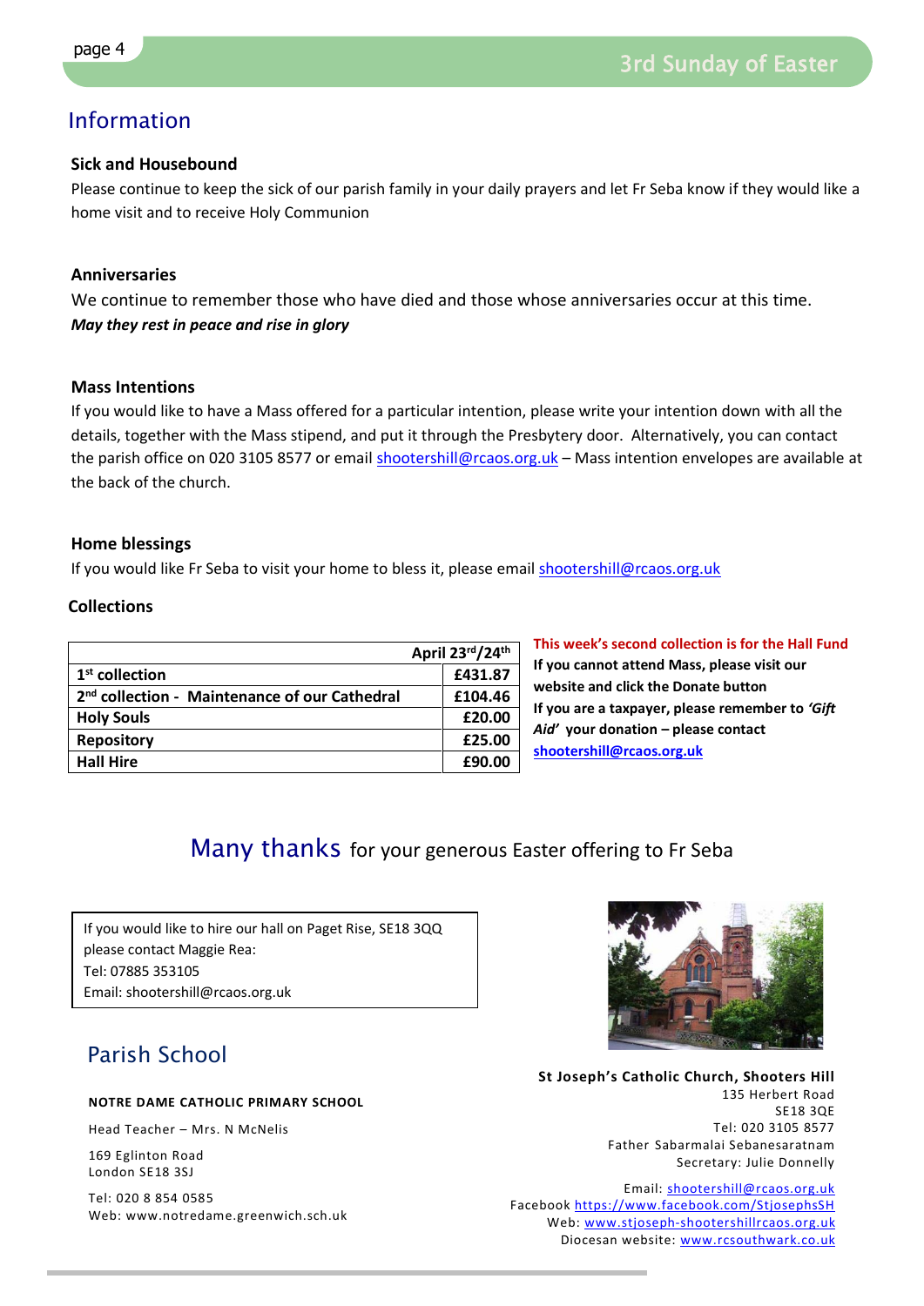## Information

### Sick and Housebound

Please continue to keep the sick of our parish family in your daily prayers and let Fr Seba know if they would like a home visit and to receive Holy Communion

### Anniversaries

We continue to remember those who have died and those whose anniversaries occur at this time.
***May they rest in peace and rise in glory***

### Mass Intentions

If you would like to have a Mass offered for a particular intention, please write your intention down with all the details, together with the Mass stipend, and put it through the Presbytery door. Alternatively, you can contact the parish office on 020 3105 8577 or email shootershill@rcaos.org.uk – Mass intention envelopes are available at the back of the church.

### Home blessings

If you would like Fr Seba to visit your home to bless it, please email shootershill@rcaos.org.uk

### Collections

| | April 23rd/24th |
|---|---|
| **1st collection** | **£431.87** |
| **2nd collection - Maintenance of our Cathedral** | **£104.46** |
| **Holy Souls** | **£20.00** |
| **Repository** | **£25.00** |
| **Hall Hire** | **£90.00** |

**This week's second collection is for the Hall Fund**
**If you cannot attend Mass, please visit our website and click the Donate button**
**If you are a taxpayer, please remember to *'Gift Aid'* your donation – please contact shootershill@rcaos.org.uk**

## Many thanks for your generous Easter offering to Fr Seba

If you would like to hire our hall on Paget Rise, SE18 3QQ
please contact Maggie Rea:
Tel: 07885 353105
Email: shootershill@rcaos.org.uk

## Parish School

**NOTRE DAME CATHOLIC PRIMARY SCHOOL**

Head Teacher – Mrs. N McNelis

169 Eglinton Road
London SE18 3SJ

Tel: 020 8 854 0585
Web: www.notredame.greenwich.sch.uk

**St Joseph's Catholic Church, Shooters Hill**
135 Herbert Road
SE18 3QE
Tel: 020 3105 8577
Father Sabarmalai Sebanesaratnam
Secretary: Julie Donnelly

Email: shootershill@rcaos.org.uk
Facebook https://www.facebook.com/StjosephsSH
Web: www.stjoseph-shootershillrcaos.org.uk
Diocesan website: www.rcsouthwark.co.uk